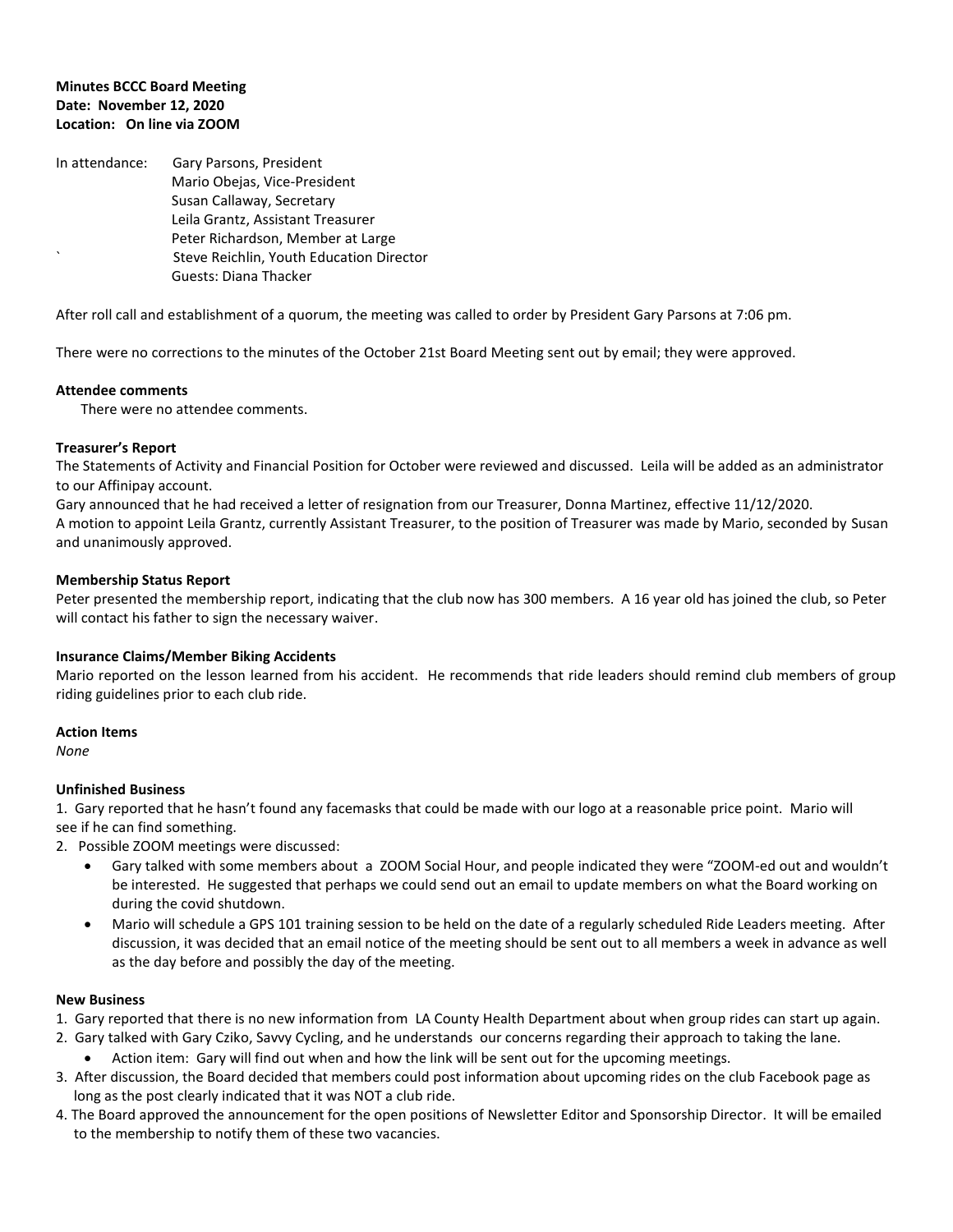**Minutes BCCC Board Meeting**
**Date: November 12, 2020**
**Location: On line via ZOOM**

In attendance: Gary Parsons, President
Mario Obejas, Vice-President
Susan Callaway, Secretary
Leila Grantz, Assistant Treasurer
Peter Richardson, Member at Large
` Steve Reichlin, Youth Education Director
Guests: Diana Thacker

After roll call and establishment of a quorum, the meeting was called to order by President Gary Parsons at 7:06 pm.

There were no corrections to the minutes of the October 21st Board Meeting sent out by email; they were approved.

**Attendee comments**

There were no attendee comments.

**Treasurer's Report**

The Statements of Activity and Financial Position for October were reviewed and discussed. Leila will be added as an administrator to our Affinipay account.

Gary announced that he had received a letter of resignation from our Treasurer, Donna Martinez, effective 11/12/2020.

A motion to appoint Leila Grantz, currently Assistant Treasurer, to the position of Treasurer was made by Mario, seconded by Susan and unanimously approved.

**Membership Status Report**

Peter presented the membership report, indicating that the club now has 300 members. A 16 year old has joined the club, so Peter will contact his father to sign the necessary waiver.

**Insurance Claims/Member Biking Accidents**

Mario reported on the lesson learned from his accident. He recommends that ride leaders should remind club members of group riding guidelines prior to each club ride.

**Action Items**

*None*

**Unfinished Business**

1. Gary reported that he hasn't found any facemasks that could be made with our logo at a reasonable price point. Mario will see if he can find something.
2. Possible ZOOM meetings were discussed:
    - Gary talked with some members about a ZOOM Social Hour, and people indicated they were "ZOOM-ed out and wouldn't be interested. He suggested that perhaps we could send out an email to update members on what the Board working on during the covid shutdown.
    - Mario will schedule a GPS 101 training session to be held on the date of a regularly scheduled Ride Leaders meeting. After discussion, it was decided that an email notice of the meeting should be sent out to all members a week in advance as well as the day before and possibly the day of the meeting.

**New Business**

1. Gary reported that there is no new information from LA County Health Department about when group rides can start up again.
2. Gary talked with Gary Cziko, Savvy Cycling, and he understands our concerns regarding their approach to taking the lane.
    - Action item: Gary will find out when and how the link will be sent out for the upcoming meetings.
3. After discussion, the Board decided that members could post information about upcoming rides on the club Facebook page as long as the post clearly indicated that it was NOT a club ride.
4. The Board approved the announcement for the open positions of Newsletter Editor and Sponsorship Director. It will be emailed to the membership to notify them of these two vacancies.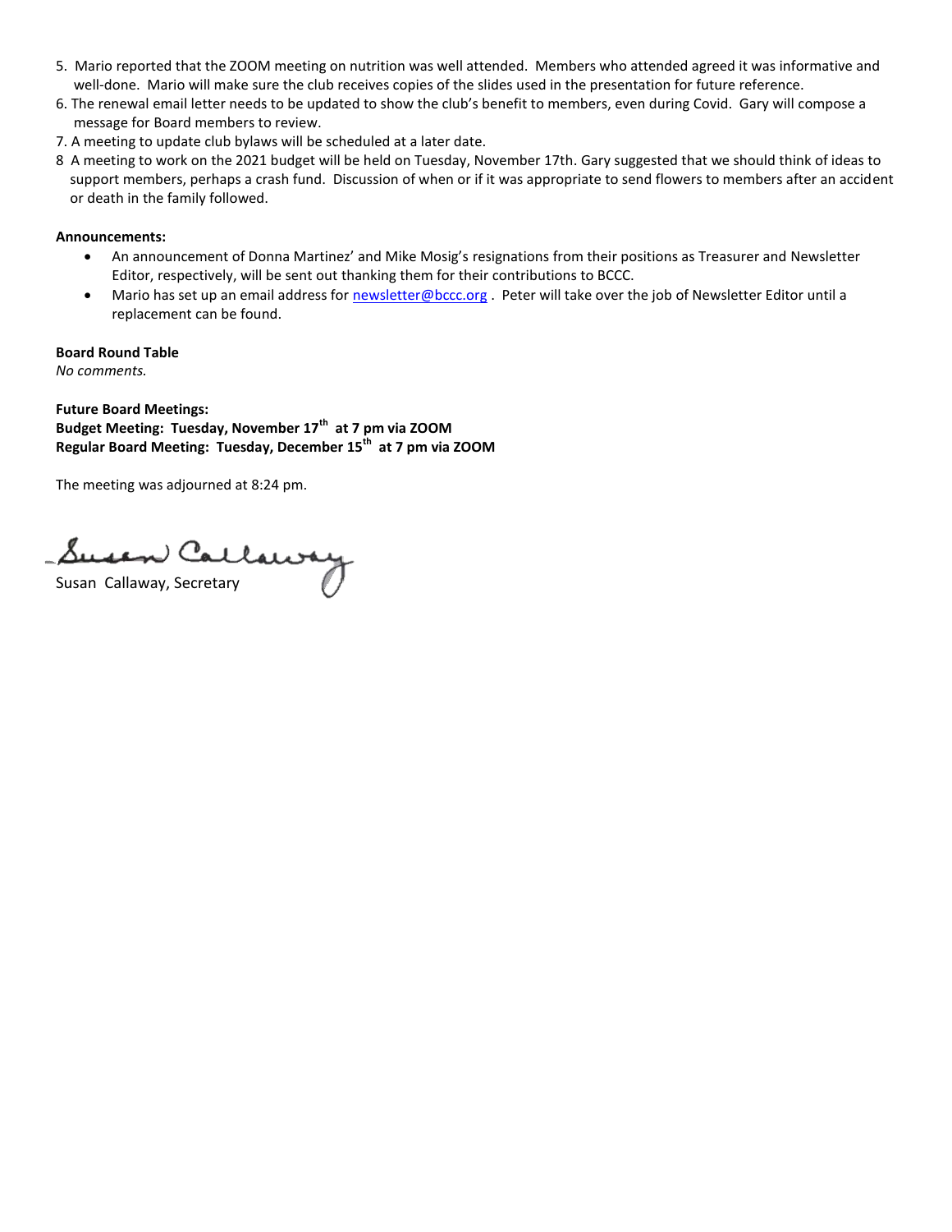5. Mario reported that the ZOOM meeting on nutrition was well attended. Members who attended agreed it was informative and well-done. Mario will make sure the club receives copies of the slides used in the presentation for future reference.
6. The renewal email letter needs to be updated to show the club's benefit to members, even during Covid. Gary will compose a message for Board members to review.
7. A meeting to update club bylaws will be scheduled at a later date.
8. A meeting to work on the 2021 budget will be held on Tuesday, November 17th. Gary suggested that we should think of ideas to support members, perhaps a crash fund. Discussion of when or if it was appropriate to send flowers to members after an accident or death in the family followed.

**Announcements:**

- An announcement of Donna Martinez' and Mike Mosig's resignations from their positions as Treasurer and Newsletter Editor, respectively, will be sent out thanking them for their contributions to BCCC.
- Mario has set up an email address for newsletter@bccc.org . Peter will take over the job of Newsletter Editor until a replacement can be found.

**Board Round Table**

*No comments.*

**Future Board Meetings:**
**Budget Meeting: Tuesday, November 17th at 7 pm via ZOOM**
**Regular Board Meeting: Tuesday, December 15th at 7 pm via ZOOM**

The meeting was adjourned at 8:24 pm.

Susan Callaway

Susan Callaway, Secretary